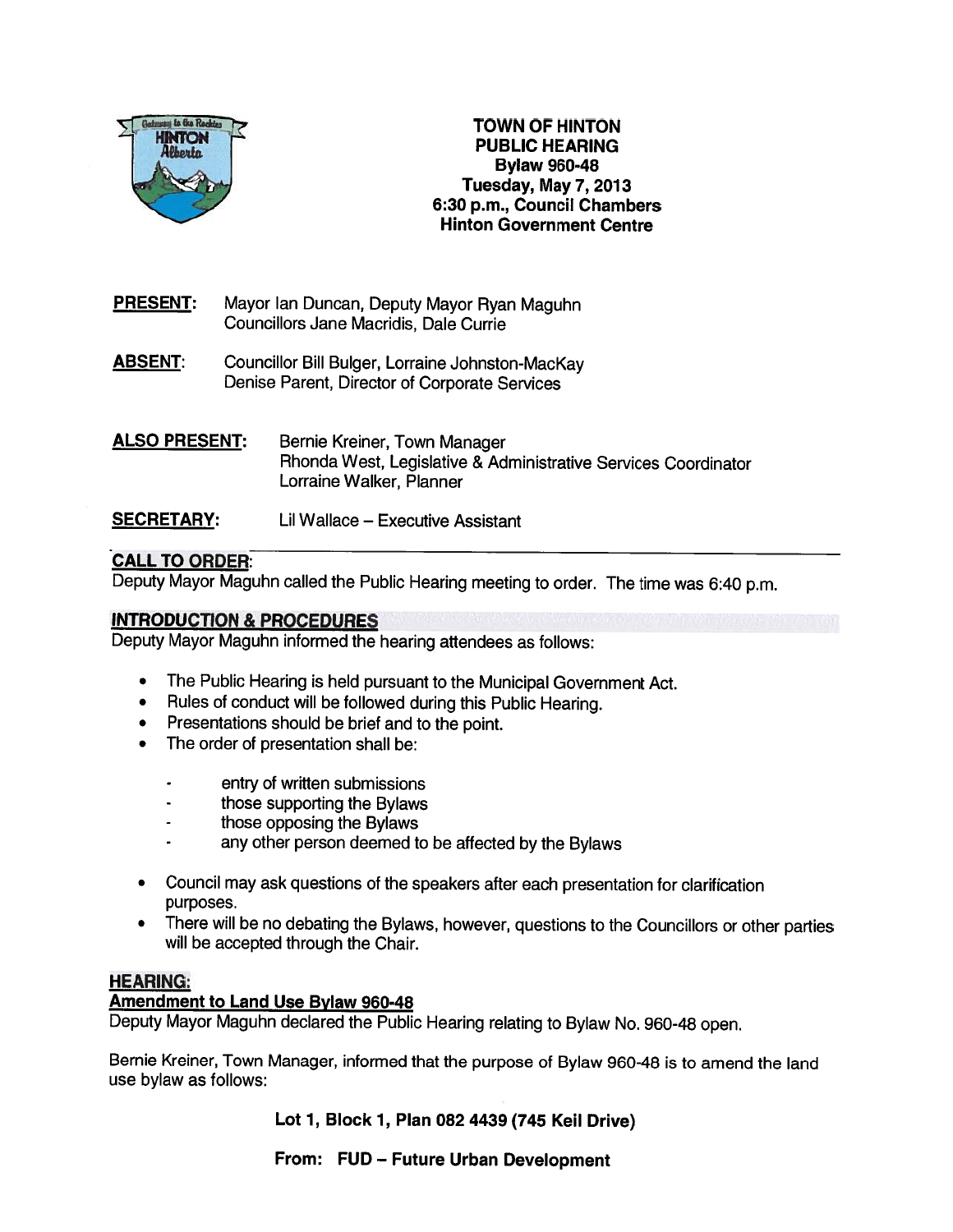# TOWN OF HINTON
## PUBLIC HEARING
### Bylaw 960-48
### Tuesday, May 7, 2013
### 6:30 p.m., Council Chambers
### Hinton Government Centre

**PRESENT:** Mayor Ian Duncan, Deputy Mayor Ryan Maguhn
Councillors Jane Macridis, Dale Currie

**ABSENT:** Councillor Bill Bulger, Lorraine Johnston-MacKay
Denise Parent, Director of Corporate Services

**ALSO PRESENT:** Bernie Kreiner, Town Manager
Rhonda West, Legislative & Administrative Services Coordinator
Lorraine Walker, Planner

**SECRETARY:** Lil Wallace – Executive Assistant

## CALL TO ORDER:

Deputy Mayor Maguhn called the Public Hearing meeting to order. The time was 6:40 p.m.

## INTRODUCTION & PROCEDURES

Deputy Mayor Maguhn informed the hearing attendees as follows:

- The Public Hearing is held pursuant to the Municipal Government Act.
- Rules of conduct will be followed during this Public Hearing.
- Presentations should be brief and to the point.
- The order of presentation shall be:
  - entry of written submissions
  - those supporting the Bylaws
  - those opposing the Bylaws
  - any other person deemed to be affected by the Bylaws
- Council may ask questions of the speakers after each presentation for clarification purposes.
- There will be no debating the Bylaws, however, questions to the Councillors or other parties will be accepted through the Chair.

## HEARING:

### Amendment to Land Use Bylaw 960-48

Deputy Mayor Maguhn declared the Public Hearing relating to Bylaw No. 960-48 open.

Bernie Kreiner, Town Manager, informed that the purpose of Bylaw 960-48 is to amend the land use bylaw as follows:

**Lot 1, Block 1, Plan 082 4439 (745 Keil Drive)**

**From: FUD – Future Urban Development**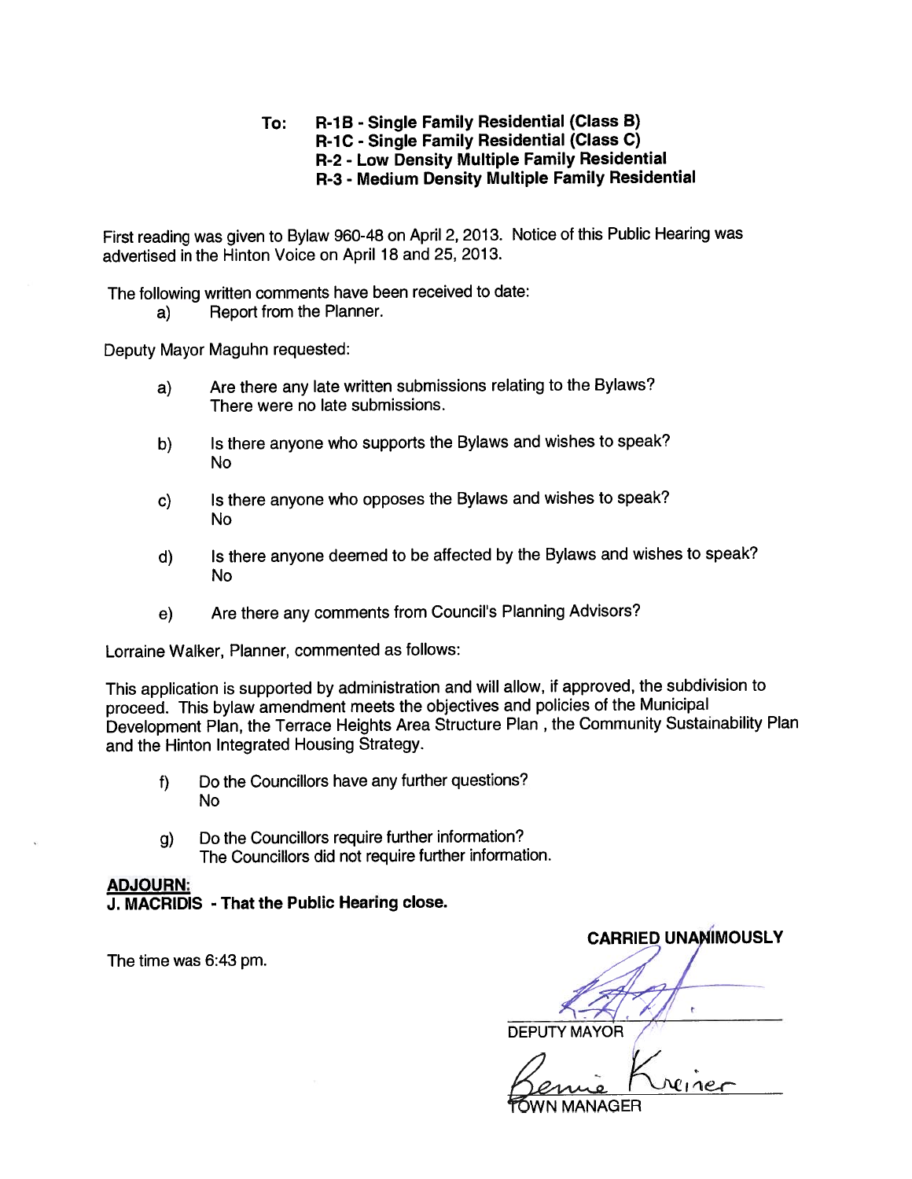**To:** **R-1B - Single Family Residential (Class B)**
**R-1C - Single Family Residential (Class C)**
**R-2 - Low Density Multiple Family Residential**
**R-3 - Medium Density Multiple Family Residential**

First reading was given to Bylaw 960-48 on April 2, 2013. Notice of this Public Hearing was advertised in the Hinton Voice on April 18 and 25, 2013.

The following written comments have been received to date:

a) Report from the Planner.

Deputy Mayor Maguhn requested:

a) Are there any late written submissions relating to the Bylaws?
There were no late submissions.

b) Is there anyone who supports the Bylaws and wishes to speak?
No

c) Is there anyone who opposes the Bylaws and wishes to speak?
No

d) Is there anyone deemed to be affected by the Bylaws and wishes to speak?
No

e) Are there any comments from Council's Planning Advisors?

Lorraine Walker, Planner, commented as follows:

This application is supported by administration and will allow, if approved, the subdivision to proceed. This bylaw amendment meets the objectives and policies of the Municipal Development Plan, the Terrace Heights Area Structure Plan , the Community Sustainability Plan and the Hinton Integrated Housing Strategy.

f) Do the Councillors have any further questions?
No

g) Do the Councillors require further information?
The Councillors did not require further information.

**ADJOURN:**
**J. MACRIDIS - That the Public Hearing close.**

**CARRIED UNANIMOUSLY**

The time was 6:43 pm.

DEPUTY MAYOR

Bennie Kreiner
TOWN MANAGER